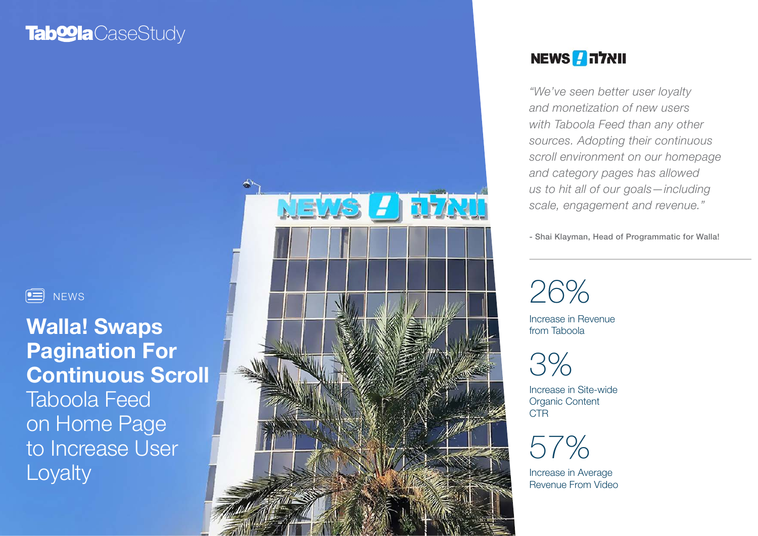Taboola CaseStudy

NEWS

# Walal! Swaps Pagination For Continuous Scroll

## Taboola Feed on Home Page to Increase User Loyalty

NEWS ! וואלה

*"We've seen better user loyalty and monetization of new users with Taboola Feed than any other sources. Adopting their continuous scroll environment on our homepage and category pages has allowed us to hit all of our goals—including scale, engagement and revenue."*

**- Shai Klayman, Head of Programmatic for Walla!**

---

**26%**
Increase in Revenue from Taboola

**3%**
Increase in Site-wide Organic Content CTR

**57%**
Increase in Average Revenue From Video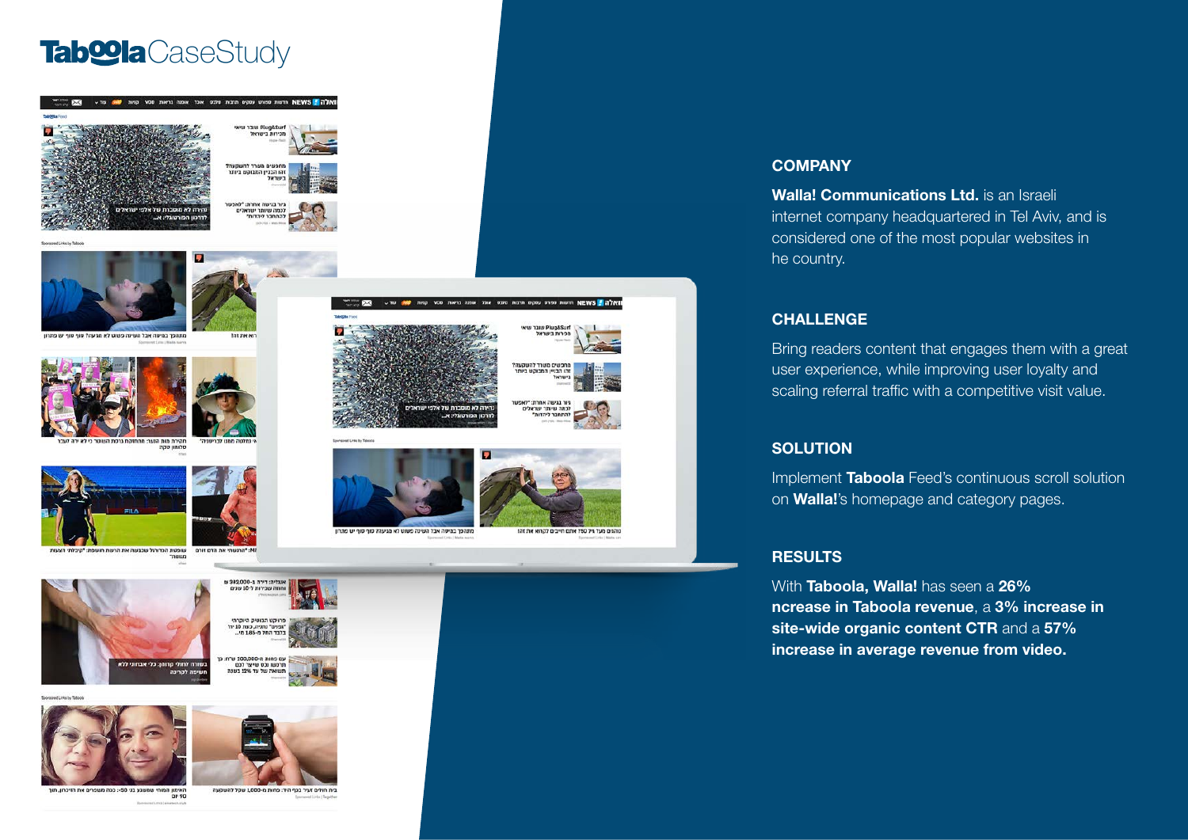# Taboola Case Study

## COMPANY

**Walla! Communications Ltd.** is an Israeli internet company headquartered in Tel Aviv, and is considered one of the most popular websites in he country.

## CHALLENGE

Bring readers content that engages them with a great user experience, while improving user loyalty and scaling referral traffic with a competitive visit value.

## SOLUTION

Implement **Taboola** Feed's continuous scroll solution on **Walla!**'s homepage and category pages.

## RESULTS

With **Taboola, Walla!** has seen a **26% ncrease in Taboola revenue**, a **3% increase in site-wide organic content CTR** and a **57% increase in average revenue from video.**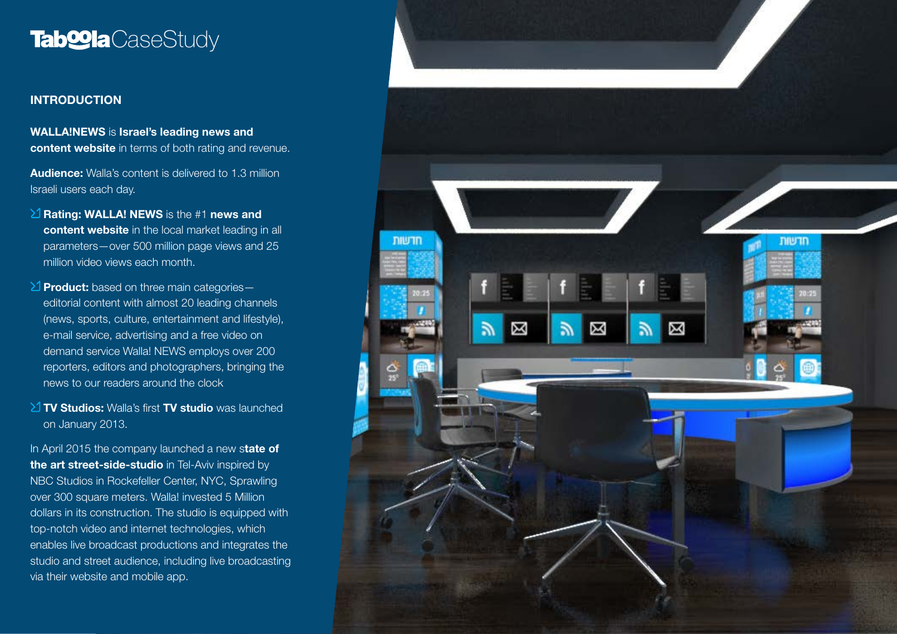# Taboola CaseStudy

## INTRODUCTION

**WALLA!NEWS** is **Israel's leading news and content website** in terms of both rating and revenue.

**Audience:** Walla's content is delivered to 1.3 million Israeli users each day.

- **Rating: WALLA! NEWS** is the #1 **news and content website** in the local market leading in all parameters—over 500 million page views and 25 million video views each month.
- **Product:** based on three main categories—editorial content with almost 20 leading channels (news, sports, culture, entertainment and lifestyle), e-mail service, advertising and a free video on demand service Walla! NEWS employs over 200 reporters, editors and photographers, bringing the news to our readers around the clock
- **TV Studios:** Walla's first **TV studio** was launched on January 2013.

In April 2015 the company launched a new s**tate of the art street-side-studio** in Tel-Aviv inspired by NBC Studios in Rockefeller Center, NYC, Sprawling over 300 square meters. Walla! invested 5 Million dollars in its construction. The studio is equipped with top-notch video and internet technologies, which enables live broadcast productions and integrates the studio and street audience, including live broadcasting via their website and mobile app.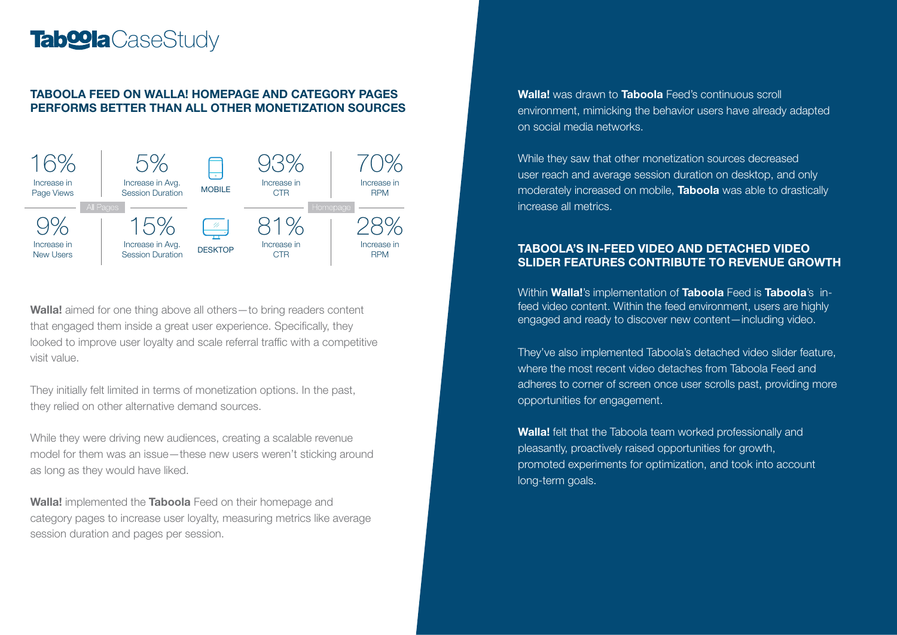# TaboolaCaseStudy

## TABOOLA FEED ON WALLA! HOMEPAGE AND CATEGORY PAGES PERFORMS BETTER THAN ALL OTHER MONETIZATION SOURCES

| | | | | |
|---|---|---|---|---|
| 16% Increase in Page Views | 5% Increase in Avg. Session Duration | MOBILE | 93% Increase in CTR | 70% Increase in RPM |
| All Pages | | | Homepage | |
| 9% Increase in New Users | 15% Increase in Avg. Session Duration | DESKTOP | 81% Increase in CTR | 28% Increase in RPM |

**Walla!** aimed for one thing above all others—to bring readers content that engaged them inside a great user experience. Specifically, they looked to improve user loyalty and scale referral traffic with a competitive visit value.

They initially felt limited in terms of monetization options. In the past, they relied on other alternative demand sources.

While they were driving new audiences, creating a scalable revenue model for them was an issue—these new users weren't sticking around as long as they would have liked.

**Walla!** implemented the **Taboola** Feed on their homepage and category pages to increase user loyalty, measuring metrics like average session duration and pages per session.

**Walla!** was drawn to **Taboola** Feed's continuous scroll environment, mimicking the behavior users have already adapted on social media networks.

While they saw that other monetization sources decreased user reach and average session duration on desktop, and only moderately increased on mobile, **Taboola** was able to drastically increase all metrics.

## TABOOLA'S IN-FEED VIDEO AND DETACHED VIDEO SLIDER FEATURES CONTRIBUTE TO REVENUE GROWTH

Within **Walla!**'s implementation of **Taboola** Feed is **Taboola**'s in-feed video content. Within the feed environment, users are highly engaged and ready to discover new content—including video.

They've also implemented Taboola's detached video slider feature, where the most recent video detaches from Taboola Feed and adheres to corner of screen once user scrolls past, providing more opportunities for engagement.

**Walla!** felt that the Taboola team worked professionally and pleasantly, proactively raised opportunities for growth, promoted experiments for optimization, and took into account long-term goals.